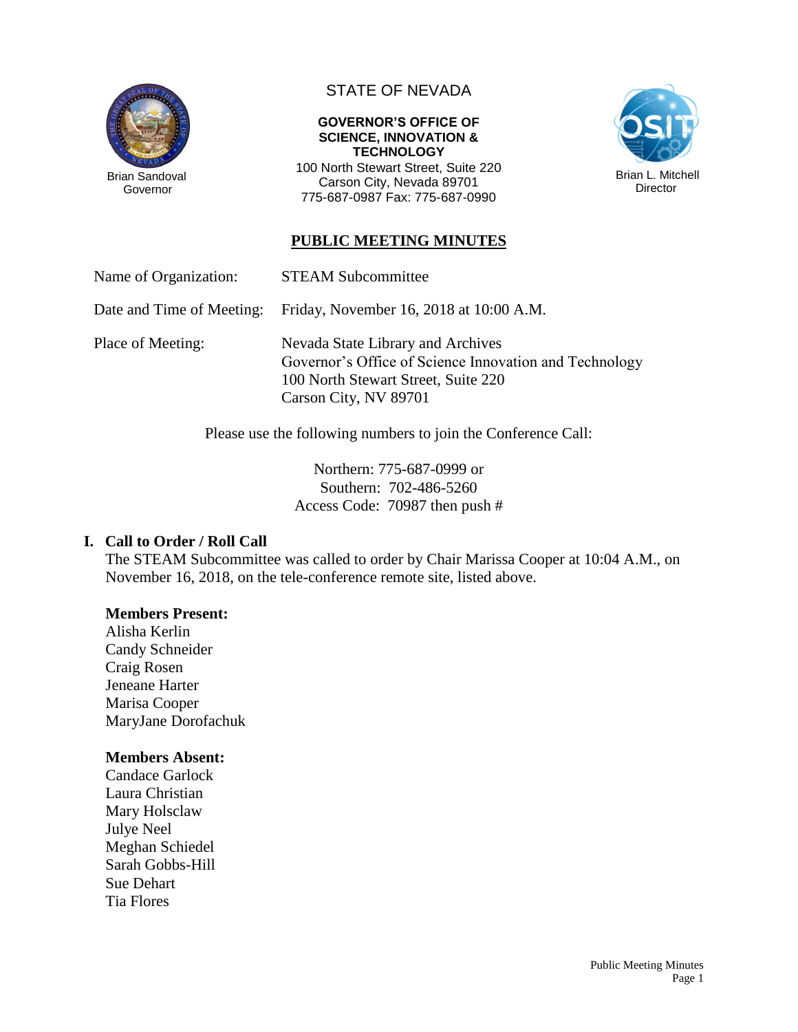Brian Sandoval
Governor

STATE OF NEVADA

**GOVERNOR'S OFFICE OF SCIENCE, INNOVATION & TECHNOLOGY**
100 North Stewart Street, Suite 220
Carson City, Nevada 89701
775-687-0987 Fax: 775-687-0990

Brian L. Mitchell
Director

## PUBLIC MEETING MINUTES

Name of Organization: STEAM Subcommittee

Date and Time of Meeting: Friday, November 16, 2018 at 10:00 A.M.

Place of Meeting: Nevada State Library and Archives
Governor's Office of Science Innovation and Technology
100 North Stewart Street, Suite 220
Carson City, NV 89701

Please use the following numbers to join the Conference Call:

Northern: 775-687-0999 or
Southern: 702-486-5260
Access Code: 70987 then push #

### I. Call to Order / Roll Call

The STEAM Subcommittee was called to order by Chair Marissa Cooper at 10:04 A.M., on November 16, 2018, on the tele-conference remote site, listed above.

**Members Present:**
Alisha Kerlin
Candy Schneider
Craig Rosen
Jeneane Harter
Marisa Cooper
MaryJane Dorofachuk

**Members Absent:**
Candace Garlock
Laura Christian
Mary Holsclaw
Julye Neel
Meghan Schiedel
Sarah Gobbs-Hill
Sue Dehart
Tia Flores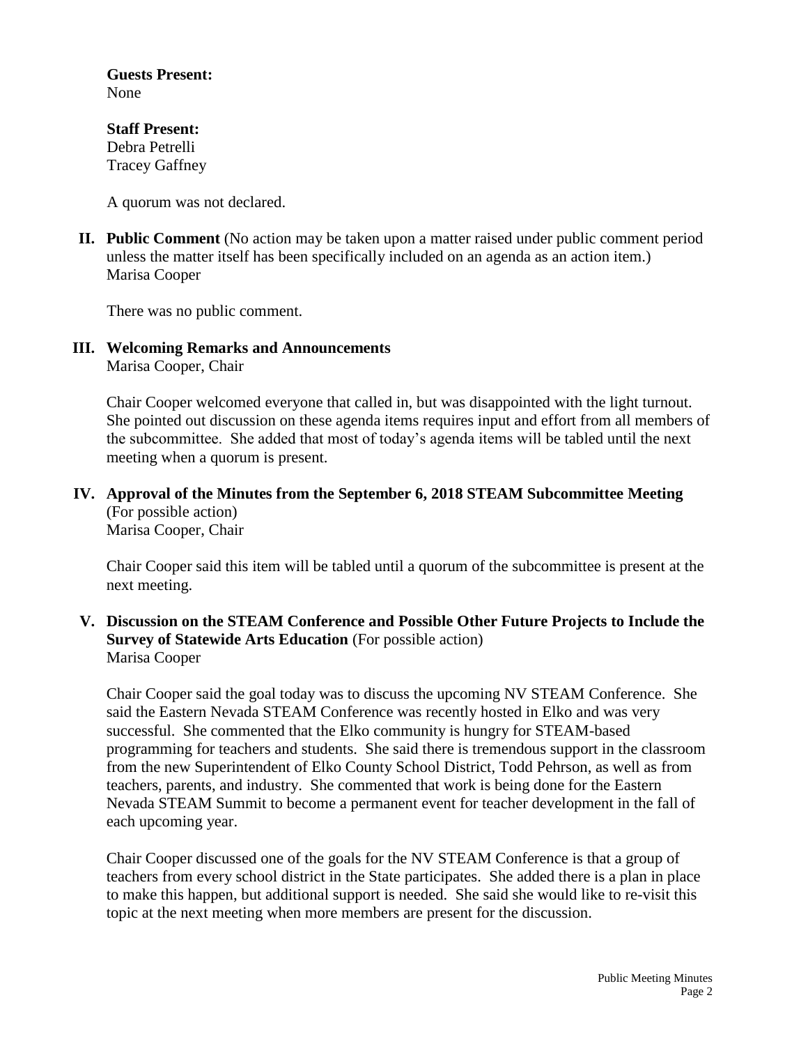**Guests Present:**
None

**Staff Present:**
Debra Petrelli
Tracey Gaffney

A quorum was not declared.

**II. Public Comment** (No action may be taken upon a matter raised under public comment period unless the matter itself has been specifically included on an agenda as an action item.)
Marisa Cooper

There was no public comment.

**III. Welcoming Remarks and Announcements**
Marisa Cooper, Chair

Chair Cooper welcomed everyone that called in, but was disappointed with the light turnout. She pointed out discussion on these agenda items requires input and effort from all members of the subcommittee. She added that most of today's agenda items will be tabled until the next meeting when a quorum is present.

**IV. Approval of the Minutes from the September 6, 2018 STEAM Subcommittee Meeting** (For possible action)
Marisa Cooper, Chair

Chair Cooper said this item will be tabled until a quorum of the subcommittee is present at the next meeting.

**V. Discussion on the STEAM Conference and Possible Other Future Projects to Include the Survey of Statewide Arts Education** (For possible action)
Marisa Cooper

Chair Cooper said the goal today was to discuss the upcoming NV STEAM Conference. She said the Eastern Nevada STEAM Conference was recently hosted in Elko and was very successful. She commented that the Elko community is hungry for STEAM-based programming for teachers and students. She said there is tremendous support in the classroom from the new Superintendent of Elko County School District, Todd Pehrson, as well as from teachers, parents, and industry. She commented that work is being done for the Eastern Nevada STEAM Summit to become a permanent event for teacher development in the fall of each upcoming year.

Chair Cooper discussed one of the goals for the NV STEAM Conference is that a group of teachers from every school district in the State participates. She added there is a plan in place to make this happen, but additional support is needed. She said she would like to re-visit this topic at the next meeting when more members are present for the discussion.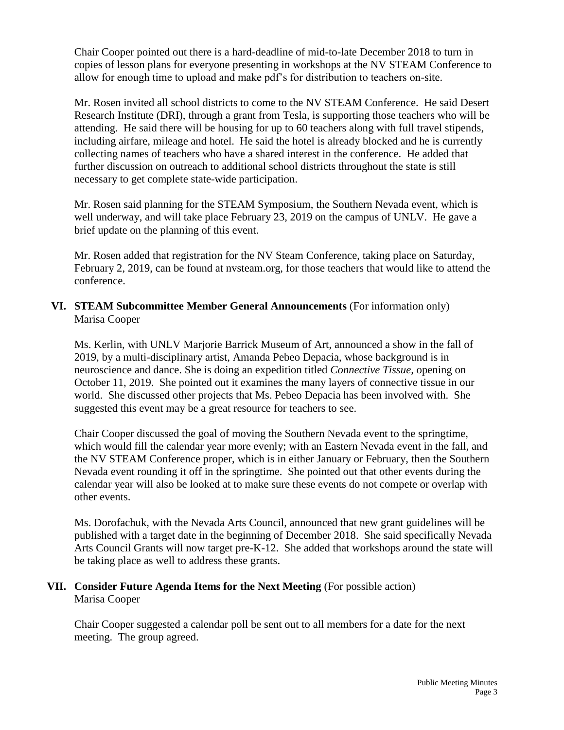Chair Cooper pointed out there is a hard-deadline of mid-to-late December 2018 to turn in copies of lesson plans for everyone presenting in workshops at the NV STEAM Conference to allow for enough time to upload and make pdf's for distribution to teachers on-site.

Mr. Rosen invited all school districts to come to the NV STEAM Conference. He said Desert Research Institute (DRI), through a grant from Tesla, is supporting those teachers who will be attending. He said there will be housing for up to 60 teachers along with full travel stipends, including airfare, mileage and hotel. He said the hotel is already blocked and he is currently collecting names of teachers who have a shared interest in the conference. He added that further discussion on outreach to additional school districts throughout the state is still necessary to get complete state-wide participation.

Mr. Rosen said planning for the STEAM Symposium, the Southern Nevada event, which is well underway, and will take place February 23, 2019 on the campus of UNLV. He gave a brief update on the planning of this event.

Mr. Rosen added that registration for the NV Steam Conference, taking place on Saturday, February 2, 2019, can be found at nvsteam.org, for those teachers that would like to attend the conference.

## VI. STEAM Subcommittee Member General Announcements (For information only)

Marisa Cooper

Ms. Kerlin, with UNLV Marjorie Barrick Museum of Art, announced a show in the fall of 2019, by a multi-disciplinary artist, Amanda Pebeo Depacia, whose background is in neuroscience and dance. She is doing an expedition titled *Connective Tissue,* opening on October 11, 2019. She pointed out it examines the many layers of connective tissue in our world. She discussed other projects that Ms. Pebeo Depacia has been involved with. She suggested this event may be a great resource for teachers to see.

Chair Cooper discussed the goal of moving the Southern Nevada event to the springtime, which would fill the calendar year more evenly; with an Eastern Nevada event in the fall, and the NV STEAM Conference proper, which is in either January or February, then the Southern Nevada event rounding it off in the springtime. She pointed out that other events during the calendar year will also be looked at to make sure these events do not compete or overlap with other events.

Ms. Dorofachuk, with the Nevada Arts Council, announced that new grant guidelines will be published with a target date in the beginning of December 2018. She said specifically Nevada Arts Council Grants will now target pre-K-12. She added that workshops around the state will be taking place as well to address these grants.

## VII. Consider Future Agenda Items for the Next Meeting (For possible action)

Marisa Cooper

Chair Cooper suggested a calendar poll be sent out to all members for a date for the next meeting. The group agreed.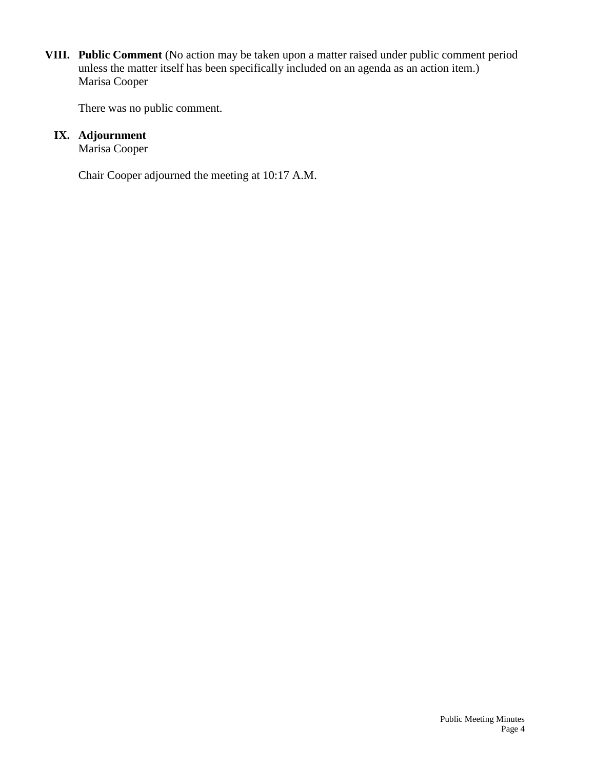**VIII. Public Comment** (No action may be taken upon a matter raised under public comment period unless the matter itself has been specifically included on an agenda as an action item.)
Marisa Cooper

There was no public comment.

**IX. Adjournment**
Marisa Cooper

Chair Cooper adjourned the meeting at 10:17 A.M.